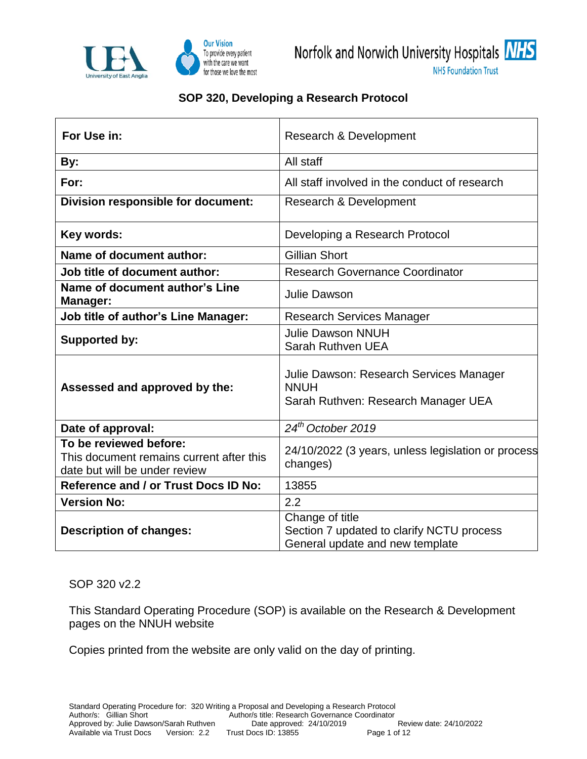# SOP 320, Developing a Research Protocol

| For Use in: | Research & Development |
|---|---|
| **By:** | All staff |
| **For:** | All staff involved in the conduct of research |
| **Division responsible for document:** | Research & Development |
| **Key words:** | Developing a Research Protocol |
| **Name of document author:** | Gillian Short |
| **Job title of document author:** | Research Governance Coordinator |
| **Name of document author's Line Manager:** | Julie Dawson |
| **Job title of author's Line Manager:** | Research Services Manager |
| **Supported by:** | Julie Dawson NNUH<br>Sarah Ruthven UEA |
| **Assessed and approved by the:** | Julie Dawson: Research Services Manager NNUH<br>Sarah Ruthven: Research Manager UEA |
| **Date of approval:** | *24th October 2019* |
| **To be reviewed before:**<br>This document remains current after this date but will be under review | 24/10/2022 (3 years, unless legislation or process changes) |
| **Reference and / or Trust Docs ID No:** | 13855 |
| **Version No:** | 2.2 |
| **Description of changes:** | Change of title<br>Section 7 updated to clarify NCTU process<br>General update and new template |

SOP 320 v2.2

This Standard Operating Procedure (SOP) is available on the Research & Development pages on the NNUH website

Copies printed from the website are only valid on the day of printing.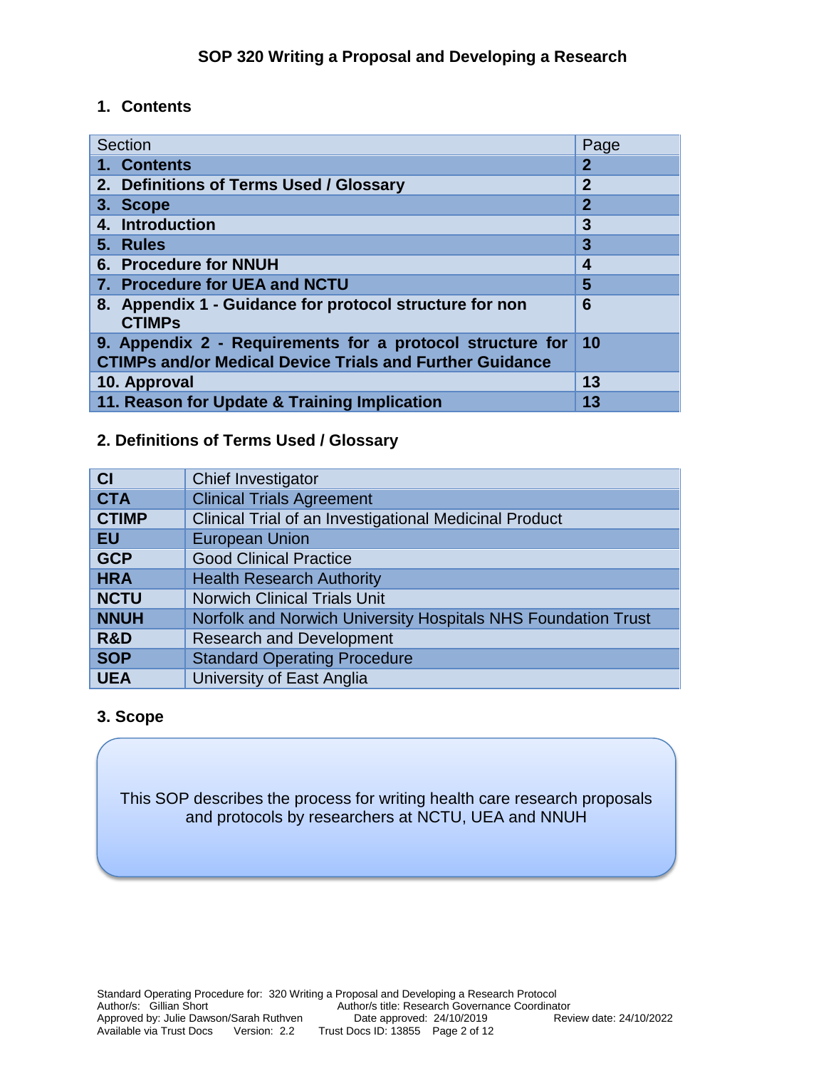## SOP 320 Writing a Proposal and Developing a Research

## 1. Contents

| Section | Page |
|---|---|
| **1. Contents** | **2** |
| **2. Definitions of Terms Used / Glossary** | **2** |
| **3. Scope** | **2** |
| **4. Introduction** | **3** |
| **5. Rules** | **3** |
| **6. Procedure for NNUH** | **4** |
| **7. Procedure for UEA and NCTU** | **5** |
| **8. Appendix 1 - Guidance for protocol structure for non CTIMPs** | **6** |
| **9. Appendix 2 - Requirements for a protocol structure for CTIMPs and/or Medical Device Trials and Further Guidance** | **10** |
| **10. Approval** | **13** |
| **11. Reason for Update & Training Implication** | **13** |

## 2. Definitions of Terms Used / Glossary

| | |
|---|---|
| **CI** | Chief Investigator |
| **CTA** | Clinical Trials Agreement |
| **CTIMP** | Clinical Trial of an Investigational Medicinal Product |
| **EU** | European Union |
| **GCP** | Good Clinical Practice |
| **HRA** | Health Research Authority |
| **NCTU** | Norwich Clinical Trials Unit |
| **NNUH** | Norfolk and Norwich University Hospitals NHS Foundation Trust |
| **R&D** | Research and Development |
| **SOP** | Standard Operating Procedure |
| **UEA** | University of East Anglia |

## 3. Scope

This SOP describes the process for writing health care research proposals and protocols by researchers at NCTU, UEA and NNUH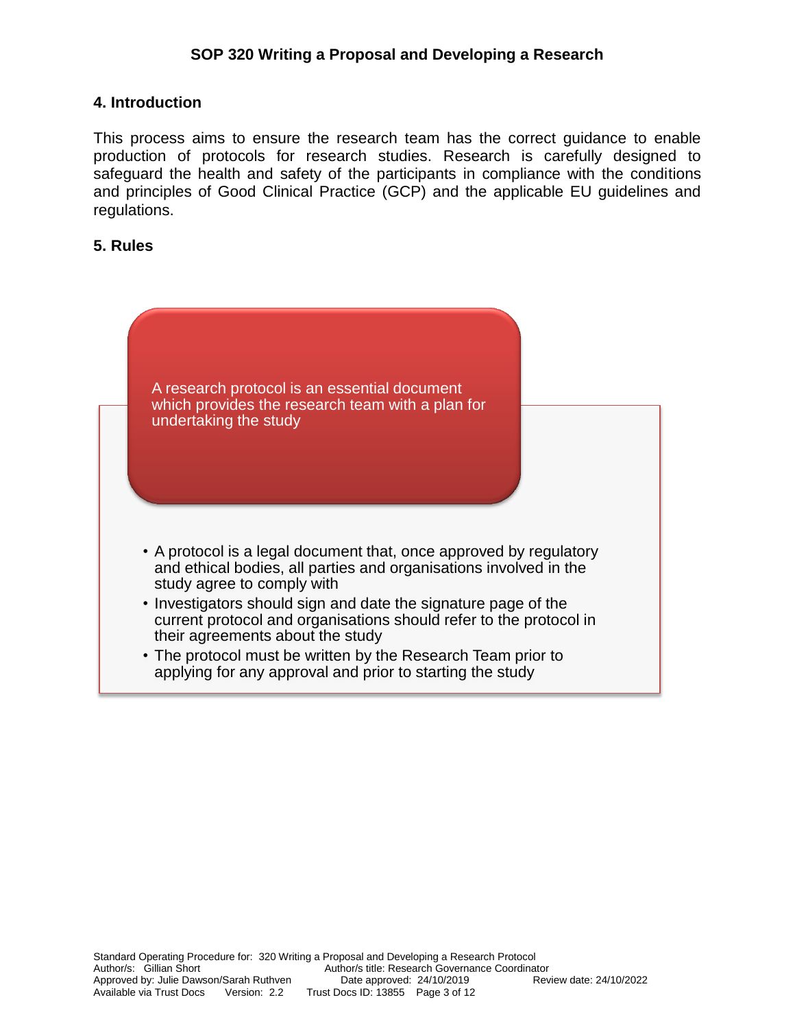## 4. Introduction

This process aims to ensure the research team has the correct guidance to enable production of protocols for research studies. Research is carefully designed to safeguard the health and safety of the participants in compliance with the conditions and principles of Good Clinical Practice (GCP) and the applicable EU guidelines and regulations.

## 5. Rules

**A research protocol is an essential document which provides the research team with a plan for undertaking the study**

- A protocol is a legal document that, once approved by regulatory and ethical bodies, all parties and organisations involved in the study agree to comply with
- Investigators should sign and date the signature page of the current protocol and organisations should refer to the protocol in their agreements about the study
- The protocol must be written by the Research Team prior to applying for any approval and prior to starting the study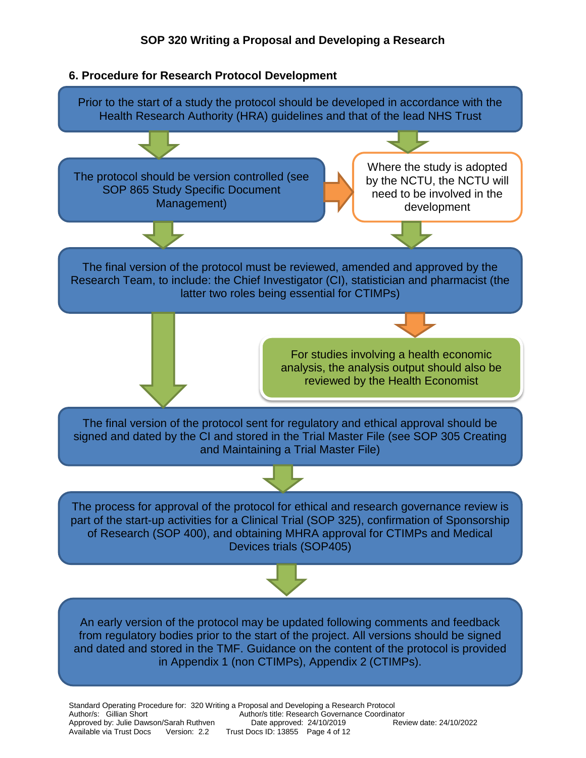## 6. Procedure for Research Protocol Development

Prior to the start of a study the protocol should be developed in accordance with the Health Research Authority (HRA) guidelines and that of the lead NHS Trust

The protocol should be version controlled (see SOP 865 Study Specific Document Management)

Where the study is adopted by the NCTU, the NCTU will need to be involved in the development

The final version of the protocol must be reviewed, amended and approved by the Research Team, to include: the Chief Investigator (CI), statistician and pharmacist (the latter two roles being essential for CTIMPs)

For studies involving a health economic analysis, the analysis output should also be reviewed by the Health Economist

The final version of the protocol sent for regulatory and ethical approval should be signed and dated by the CI and stored in the Trial Master File (see SOP 305 Creating and Maintaining a Trial Master File)

The process for approval of the protocol for ethical and research governance review is part of the start-up activities for a Clinical Trial (SOP 325), confirmation of Sponsorship of Research (SOP 400), and obtaining MHRA approval for CTIMPs and Medical Devices trials (SOP405)

An early version of the protocol may be updated following comments and feedback from regulatory bodies prior to the start of the project. All versions should be signed and dated and stored in the TMF. Guidance on the content of the protocol is provided in Appendix 1 (non CTIMPs), Appendix 2 (CTIMPs).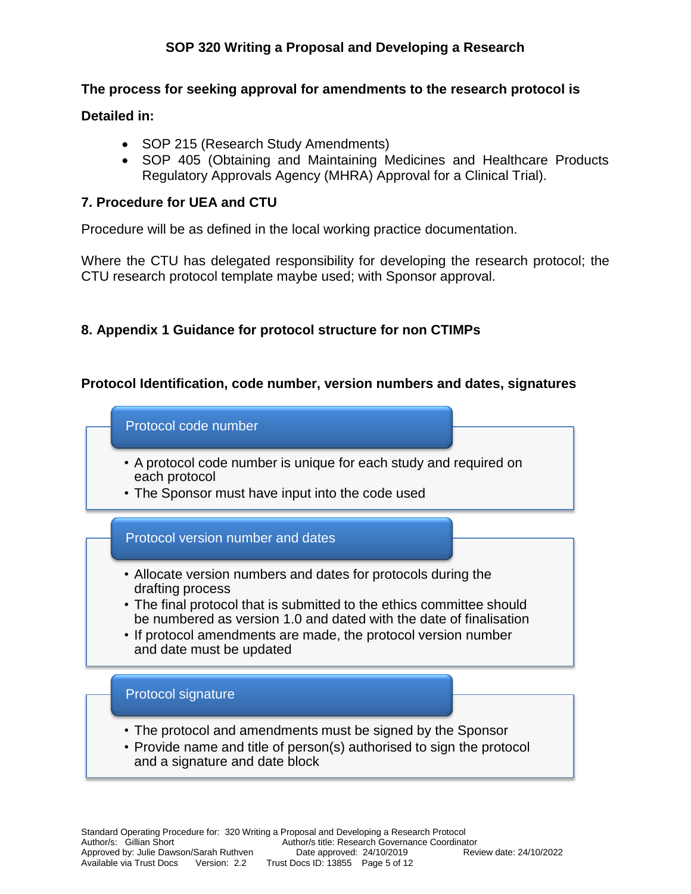**The process for seeking approval for amendments to the research protocol is**

**Detailed in:**

- SOP 215 (Research Study Amendments)
- SOP 405 (Obtaining and Maintaining Medicines and Healthcare Products Regulatory Approvals Agency (MHRA) Approval for a Clinical Trial).

## 7. Procedure for UEA and CTU

Procedure will be as defined in the local working practice documentation.

Where the CTU has delegated responsibility for developing the research protocol; the CTU research protocol template maybe used; with Sponsor approval.

## 8. Appendix 1 Guidance for protocol structure for non CTIMPs

### Protocol Identification, code number, version numbers and dates, signatures

**Protocol code number**

- A protocol code number is unique for each study and required on each protocol
- The Sponsor must have input into the code used

**Protocol version number and dates**

- Allocate version numbers and dates for protocols during the drafting process
- The final protocol that is submitted to the ethics committee should be numbered as version 1.0 and dated with the date of finalisation
- If protocol amendments are made, the protocol version number and date must be updated

**Protocol signature**

- The protocol and amendments must be signed by the Sponsor
- Provide name and title of person(s) authorised to sign the protocol and a signature and date block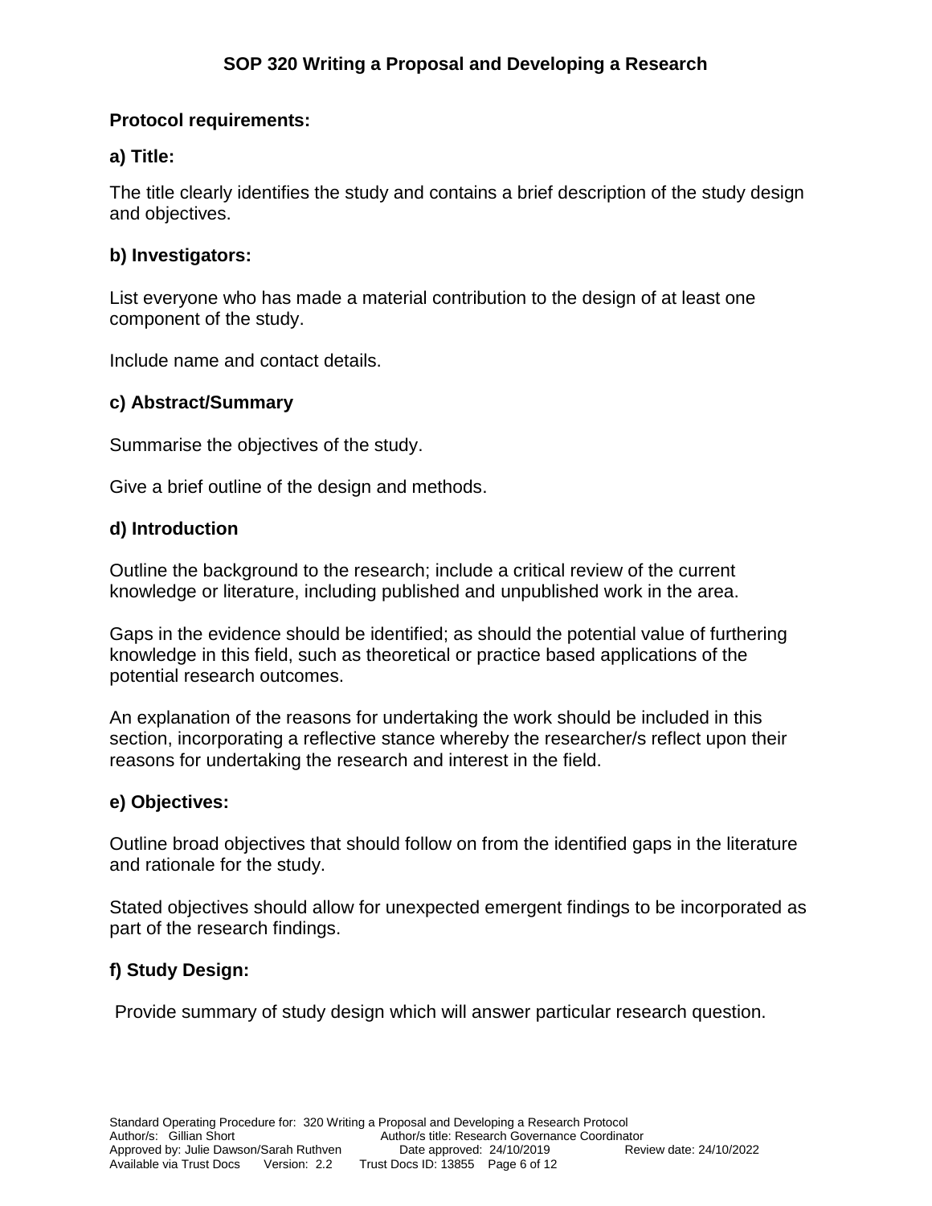**Protocol requirements:**

**a) Title:**

The title clearly identifies the study and contains a brief description of the study design and objectives.

**b) Investigators:**

List everyone who has made a material contribution to the design of at least one component of the study.

Include name and contact details.

**c) Abstract/Summary**

Summarise the objectives of the study.

Give a brief outline of the design and methods.

**d) Introduction**

Outline the background to the research; include a critical review of the current knowledge or literature, including published and unpublished work in the area.

Gaps in the evidence should be identified; as should the potential value of furthering knowledge in this field, such as theoretical or practice based applications of the potential research outcomes.

An explanation of the reasons for undertaking the work should be included in this section, incorporating a reflective stance whereby the researcher/s reflect upon their reasons for undertaking the research and interest in the field.

**e) Objectives:**

Outline broad objectives that should follow on from the identified gaps in the literature and rationale for the study.

Stated objectives should allow for unexpected emergent findings to be incorporated as part of the research findings.

**f) Study Design:**

Provide summary of study design which will answer particular research question.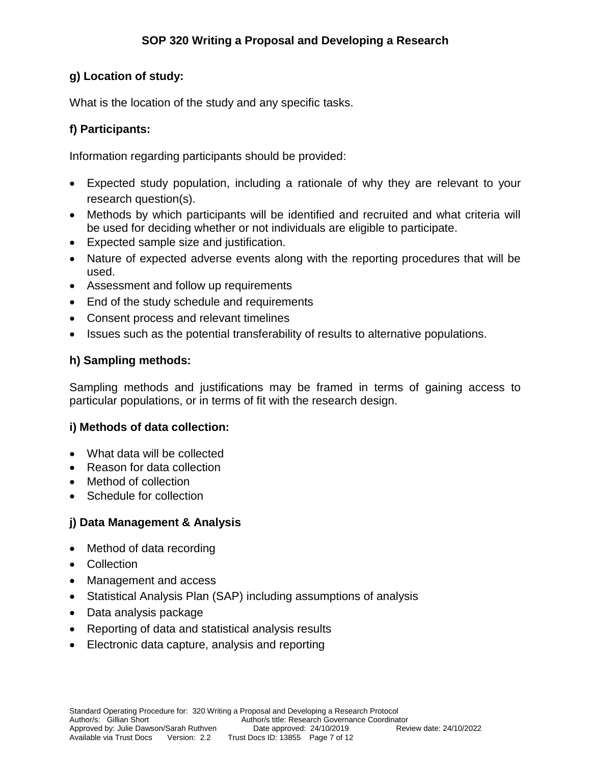**g) Location of study:**

What is the location of the study and any specific tasks.

**f) Participants:**

Information regarding participants should be provided:

- Expected study population, including a rationale of why they are relevant to your research question(s).
- Methods by which participants will be identified and recruited and what criteria will be used for deciding whether or not individuals are eligible to participate.
- Expected sample size and justification.
- Nature of expected adverse events along with the reporting procedures that will be used.
- Assessment and follow up requirements
- End of the study schedule and requirements
- Consent process and relevant timelines
- Issues such as the potential transferability of results to alternative populations.

**h) Sampling methods:**

Sampling methods and justifications may be framed in terms of gaining access to particular populations, or in terms of fit with the research design.

**i) Methods of data collection:**

- What data will be collected
- Reason for data collection
- Method of collection
- Schedule for collection

**j) Data Management & Analysis**

- Method of data recording
- Collection
- Management and access
- Statistical Analysis Plan (SAP) including assumptions of analysis
- Data analysis package
- Reporting of data and statistical analysis results
- Electronic data capture, analysis and reporting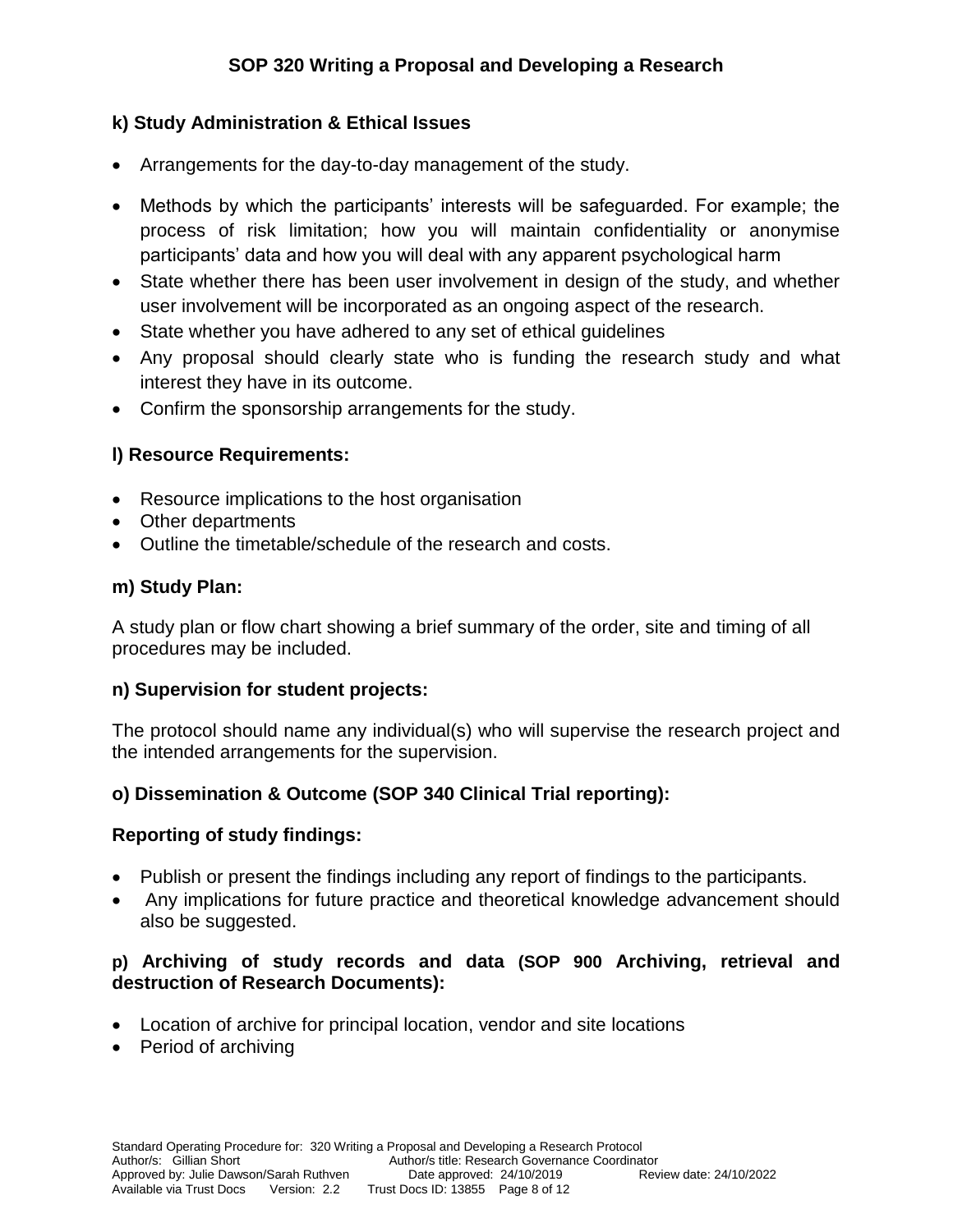### k) Study Administration & Ethical Issues

- Arrangements for the day-to-day management of the study.
- Methods by which the participants' interests will be safeguarded. For example; the process of risk limitation; how you will maintain confidentiality or anonymise participants' data and how you will deal with any apparent psychological harm
- State whether there has been user involvement in design of the study, and whether user involvement will be incorporated as an ongoing aspect of the research.
- State whether you have adhered to any set of ethical guidelines
- Any proposal should clearly state who is funding the research study and what interest they have in its outcome.
- Confirm the sponsorship arrangements for the study.

### l) Resource Requirements:

- Resource implications to the host organisation
- Other departments
- Outline the timetable/schedule of the research and costs.

### m) Study Plan:

A study plan or flow chart showing a brief summary of the order, site and timing of all procedures may be included.

### n) Supervision for student projects:

The protocol should name any individual(s) who will supervise the research project and the intended arrangements for the supervision.

### o) Dissemination & Outcome (SOP 340 Clinical Trial reporting):

### Reporting of study findings:

- Publish or present the findings including any report of findings to the participants.
- Any implications for future practice and theoretical knowledge advancement should also be suggested.

### p) Archiving of study records and data (SOP 900 Archiving, retrieval and destruction of Research Documents):

- Location of archive for principal location, vendor and site locations
- Period of archiving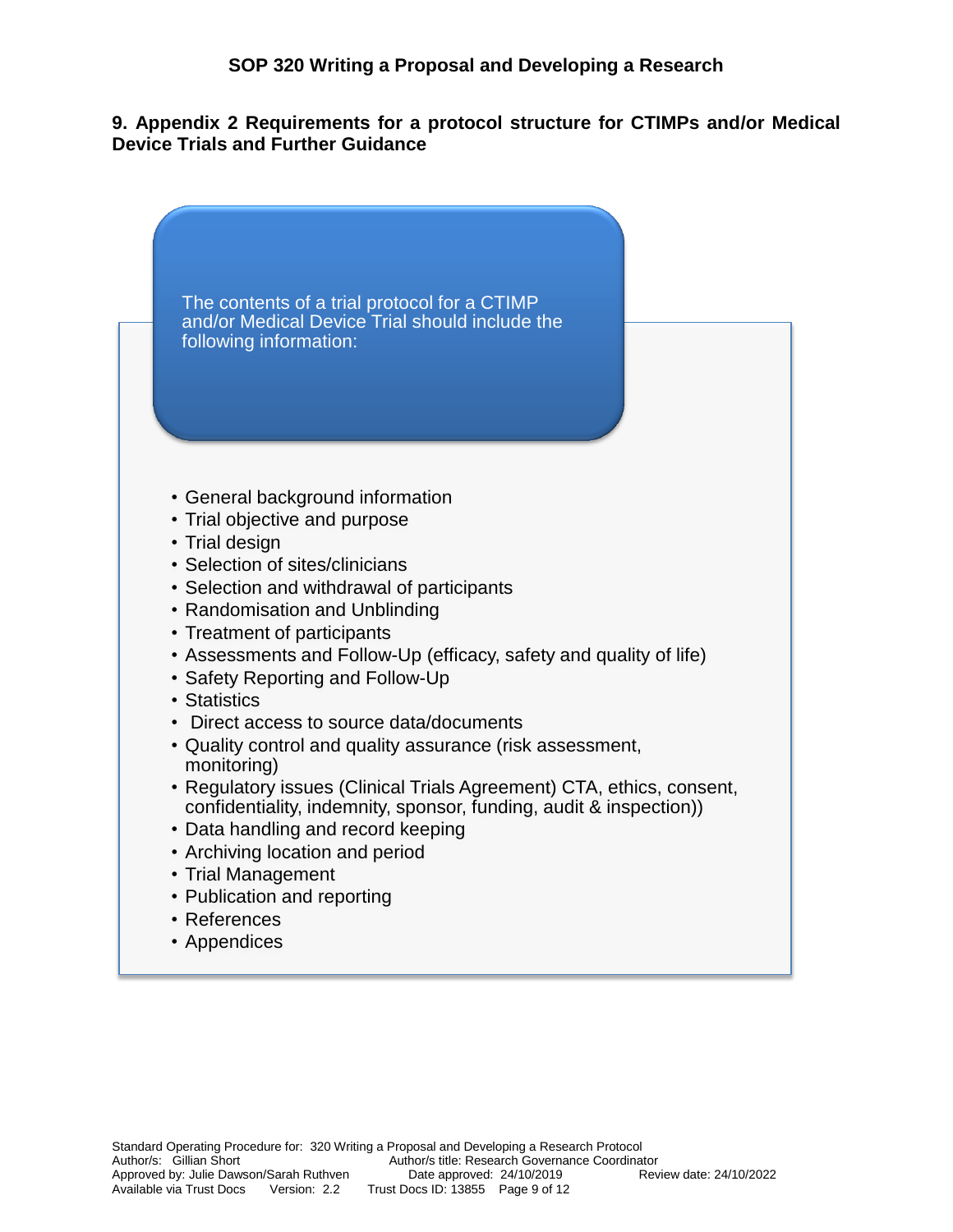## 9. Appendix 2 Requirements for a protocol structure for CTIMPs and/or Medical Device Trials and Further Guidance

The contents of a trial protocol for a CTIMP and/or Medical Device Trial should include the following information:

- General background information
- Trial objective and purpose
- Trial design
- Selection of sites/clinicians
- Selection and withdrawal of participants
- Randomisation and Unblinding
- Treatment of participants
- Assessments and Follow-Up (efficacy, safety and quality of life)
- Safety Reporting and Follow-Up
- Statistics
- Direct access to source data/documents
- Quality control and quality assurance (risk assessment, monitoring)
- Regulatory issues (Clinical Trials Agreement) CTA, ethics, consent, confidentiality, indemnity, sponsor, funding, audit & inspection))
- Data handling and record keeping
- Archiving location and period
- Trial Management
- Publication and reporting
- References
- Appendices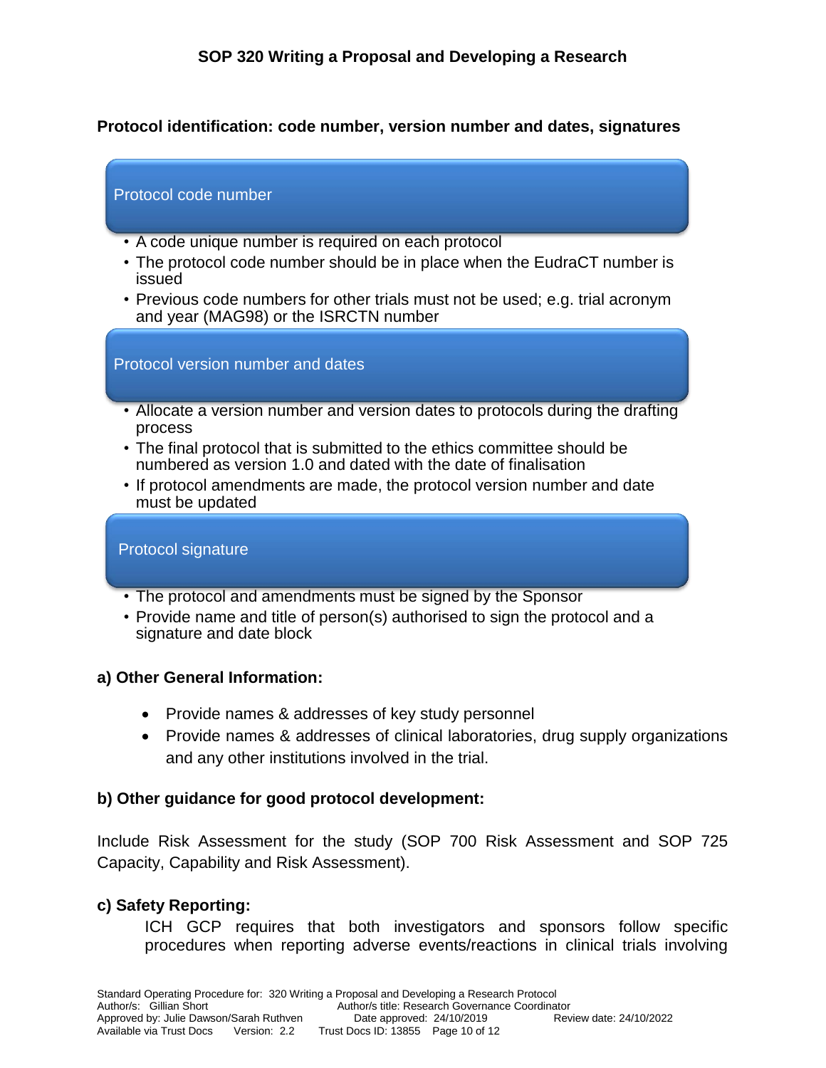**Protocol identification: code number, version number and dates, signatures**

**Protocol code number**

- A code unique number is required on each protocol
- The protocol code number should be in place when the EudraCT number is issued
- Previous code numbers for other trials must not be used; e.g. trial acronym and year (MAG98) or the ISRCTN number

**Protocol version number and dates**

- Allocate a version number and version dates to protocols during the drafting process
- The final protocol that is submitted to the ethics committee should be numbered as version 1.0 and dated with the date of finalisation
- If protocol amendments are made, the protocol version number and date must be updated

**Protocol signature**

- The protocol and amendments must be signed by the Sponsor
- Provide name and title of person(s) authorised to sign the protocol and a signature and date block

**a) Other General Information:**

- Provide names & addresses of key study personnel
- Provide names & addresses of clinical laboratories, drug supply organizations and any other institutions involved in the trial.

**b) Other guidance for good protocol development:**

Include Risk Assessment for the study (SOP 700 Risk Assessment and SOP 725 Capacity, Capability and Risk Assessment).

**c) Safety Reporting:**

ICH GCP requires that both investigators and sponsors follow specific procedures when reporting adverse events/reactions in clinical trials involving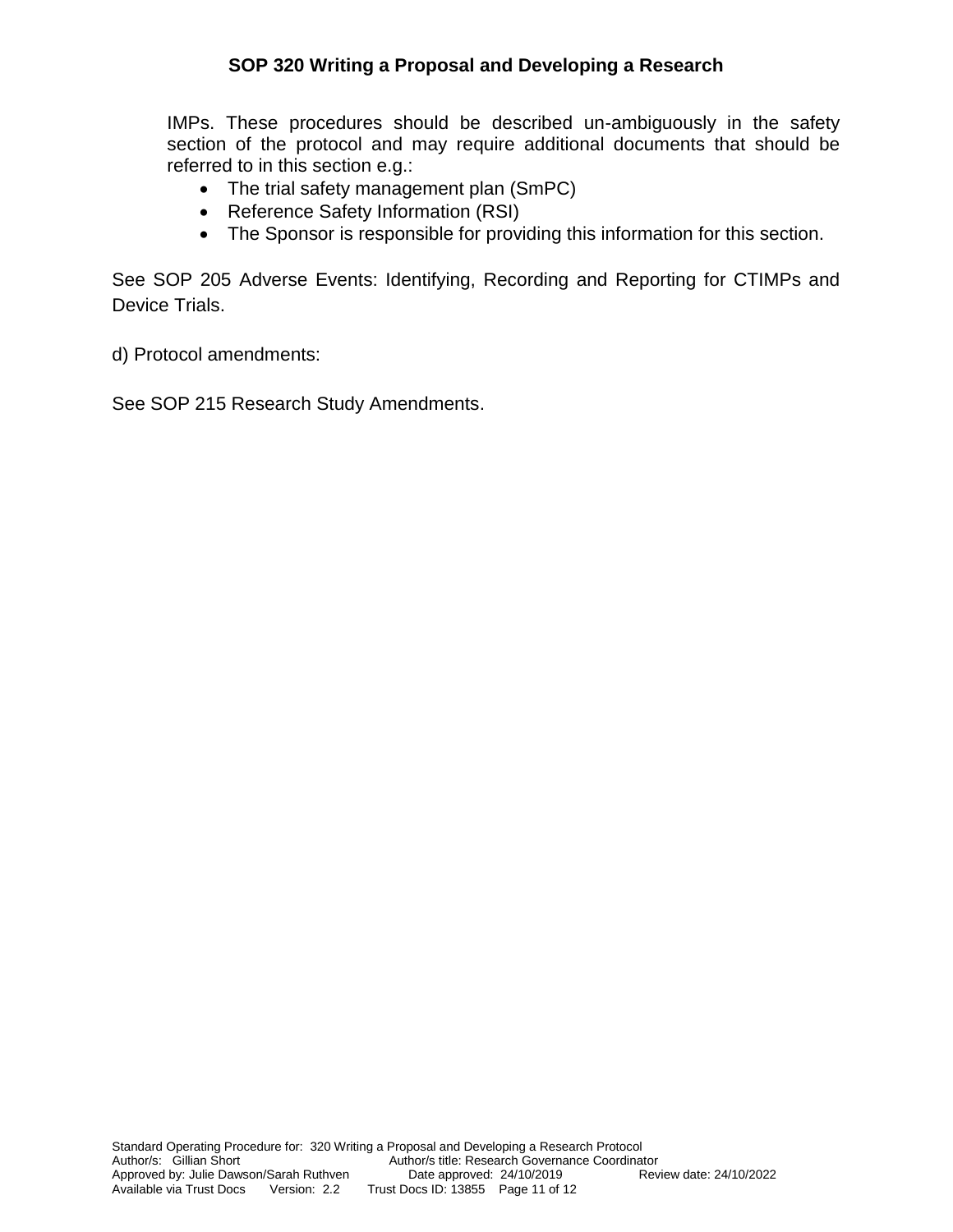IMPs. These procedures should be described un-ambiguously in the safety section of the protocol and may require additional documents that should be referred to in this section e.g.:

- The trial safety management plan (SmPC)
- Reference Safety Information (RSI)
- The Sponsor is responsible for providing this information for this section.

See SOP 205 Adverse Events: Identifying, Recording and Reporting for CTIMPs and Device Trials.

d) Protocol amendments:

See SOP 215 Research Study Amendments.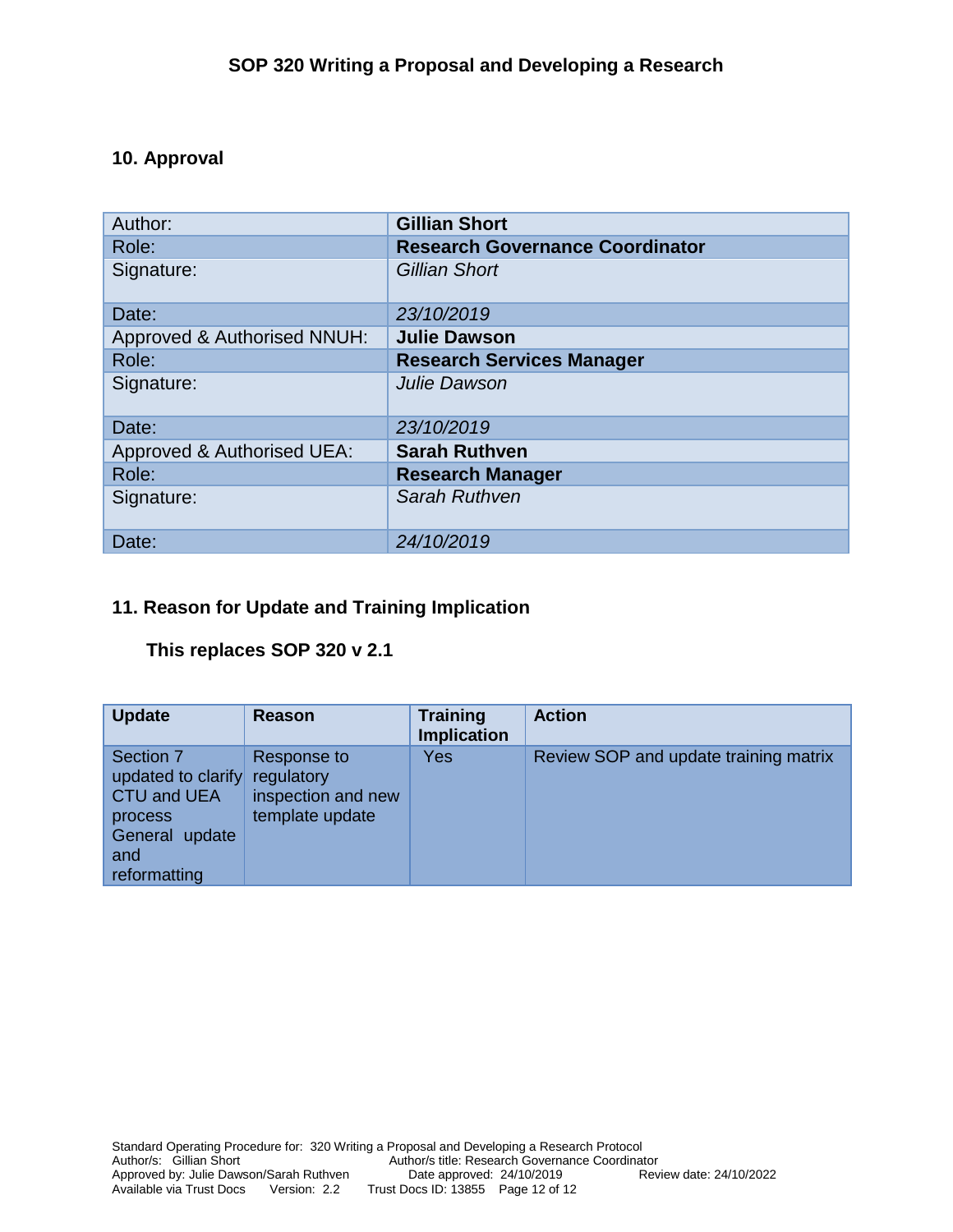## 10. Approval

| | |
|---|---|
| Author: | **Gillian Short** |
| Role: | **Research Governance Coordinator** |
| Signature: | *Gillian Short* |
| Date: | *23/10/2019* |
| Approved & Authorised NNUH: | **Julie Dawson** |
| Role: | **Research Services Manager** |
| Signature: | *Julie Dawson* |
| Date: | *23/10/2019* |
| Approved & Authorised UEA: | **Sarah Ruthven** |
| Role: | **Research Manager** |
| Signature: | *Sarah Ruthven* |
| Date: | *24/10/2019* |

## 11. Reason for Update and Training Implication

**This replaces SOP 320 v 2.1**

| **Update** | **Reason** | **Training Implication** | **Action** |
|---|---|---|---|
| Section 7 updated to clarify CTU and UEA process General update and reformatting | Response to regulatory inspection and new template update | Yes | Review SOP and update training matrix |